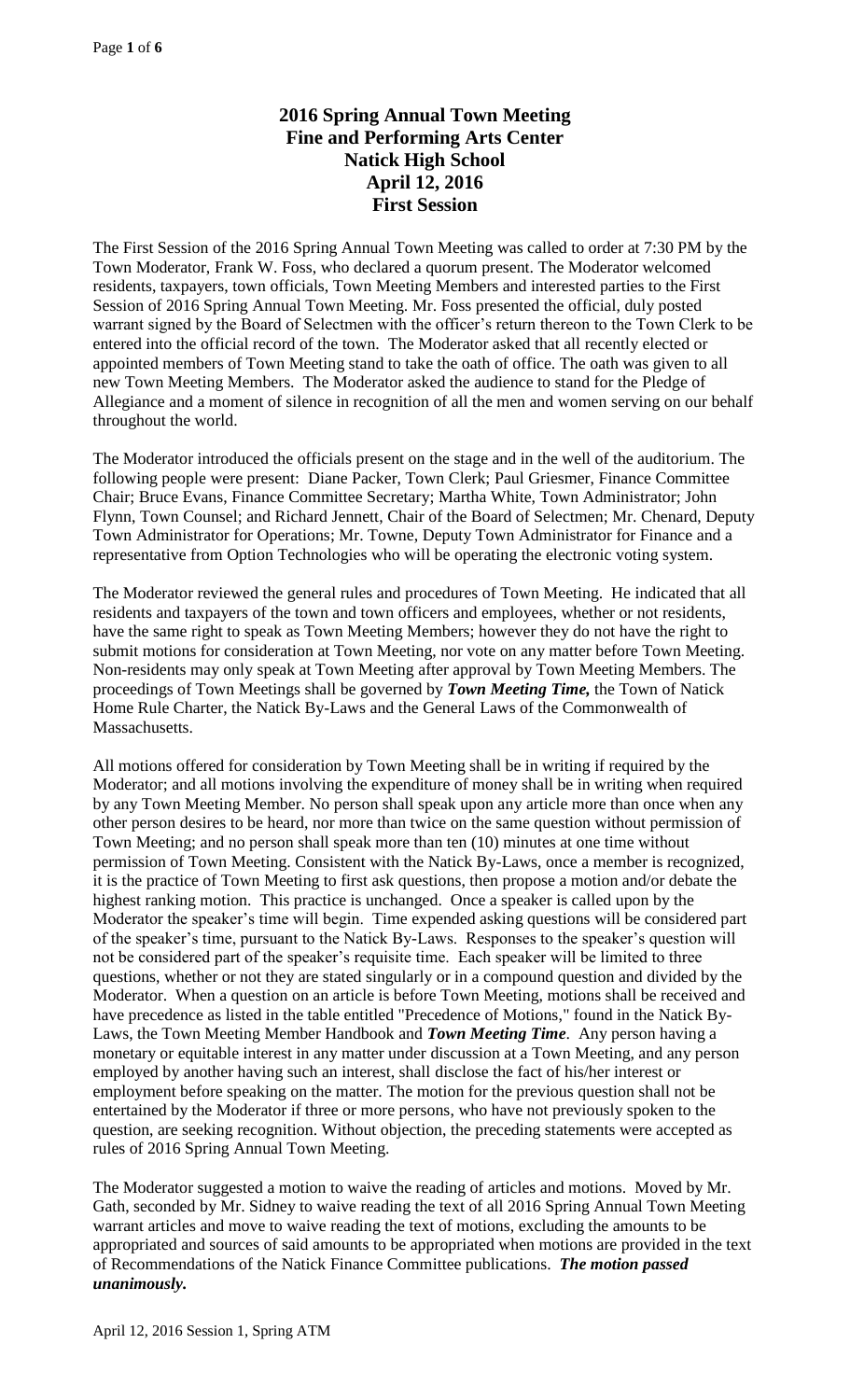# 2016 Spring Annual Town Meeting
## Fine and Performing Arts Center
## Natick High School
## April 12, 2016
## First Session

The First Session of the 2016 Spring Annual Town Meeting was called to order at 7:30 PM by the Town Moderator, Frank W. Foss, who declared a quorum present. The Moderator welcomed residents, taxpayers, town officials, Town Meeting Members and interested parties to the First Session of 2016 Spring Annual Town Meeting. Mr. Foss presented the official, duly posted warrant signed by the Board of Selectmen with the officer's return thereon to the Town Clerk to be entered into the official record of the town. The Moderator asked that all recently elected or appointed members of Town Meeting stand to take the oath of office. The oath was given to all new Town Meeting Members. The Moderator asked the audience to stand for the Pledge of Allegiance and a moment of silence in recognition of all the men and women serving on our behalf throughout the world.

The Moderator introduced the officials present on the stage and in the well of the auditorium. The following people were present: Diane Packer, Town Clerk; Paul Griesmer, Finance Committee Chair; Bruce Evans, Finance Committee Secretary; Martha White, Town Administrator; John Flynn, Town Counsel; and Richard Jennett, Chair of the Board of Selectmen; Mr. Chenard, Deputy Town Administrator for Operations; Mr. Towne, Deputy Town Administrator for Finance and a representative from Option Technologies who will be operating the electronic voting system.

The Moderator reviewed the general rules and procedures of Town Meeting. He indicated that all residents and taxpayers of the town and town officers and employees, whether or not residents, have the same right to speak as Town Meeting Members; however they do not have the right to submit motions for consideration at Town Meeting, nor vote on any matter before Town Meeting. Non-residents may only speak at Town Meeting after approval by Town Meeting Members. The proceedings of Town Meetings shall be governed by ***Town Meeting Time,*** the Town of Natick Home Rule Charter, the Natick By-Laws and the General Laws of the Commonwealth of Massachusetts.

All motions offered for consideration by Town Meeting shall be in writing if required by the Moderator; and all motions involving the expenditure of money shall be in writing when required by any Town Meeting Member. No person shall speak upon any article more than once when any other person desires to be heard, nor more than twice on the same question without permission of Town Meeting; and no person shall speak more than ten (10) minutes at one time without permission of Town Meeting. Consistent with the Natick By-Laws, once a member is recognized, it is the practice of Town Meeting to first ask questions, then propose a motion and/or debate the highest ranking motion. This practice is unchanged. Once a speaker is called upon by the Moderator the speaker's time will begin. Time expended asking questions will be considered part of the speaker's time, pursuant to the Natick By-Laws. Responses to the speaker's question will not be considered part of the speaker's requisite time. Each speaker will be limited to three questions, whether or not they are stated singularly or in a compound question and divided by the Moderator. When a question on an article is before Town Meeting, motions shall be received and have precedence as listed in the table entitled "Precedence of Motions," found in the Natick By-Laws, the Town Meeting Member Handbook and ***Town Meeting Time***. Any person having a monetary or equitable interest in any matter under discussion at a Town Meeting, and any person employed by another having such an interest, shall disclose the fact of his/her interest or employment before speaking on the matter. The motion for the previous question shall not be entertained by the Moderator if three or more persons, who have not previously spoken to the question, are seeking recognition. Without objection, the preceding statements were accepted as rules of 2016 Spring Annual Town Meeting.

The Moderator suggested a motion to waive the reading of articles and motions. Moved by Mr. Gath, seconded by Mr. Sidney to waive reading the text of all 2016 Spring Annual Town Meeting warrant articles and move to waive reading the text of motions, excluding the amounts to be appropriated and sources of said amounts to be appropriated when motions are provided in the text of Recommendations of the Natick Finance Committee publications. ***The motion passed unanimously.***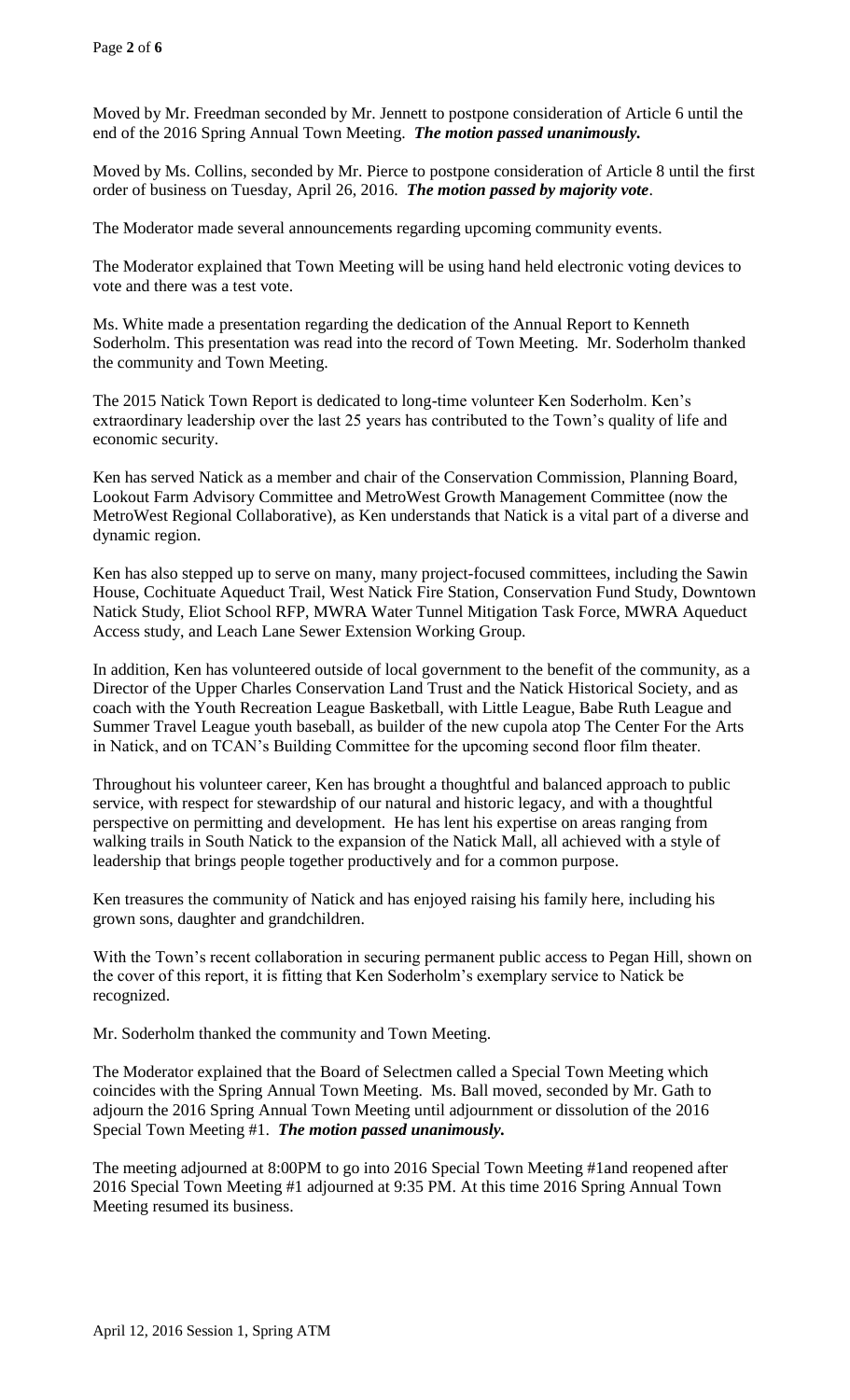Moved by Mr. Freedman seconded by Mr. Jennett to postpone consideration of Article 6 until the end of the 2016 Spring Annual Town Meeting. ***The motion passed unanimously.***

Moved by Ms. Collins, seconded by Mr. Pierce to postpone consideration of Article 8 until the first order of business on Tuesday, April 26, 2016. ***The motion passed by majority vote***.

The Moderator made several announcements regarding upcoming community events.

The Moderator explained that Town Meeting will be using hand held electronic voting devices to vote and there was a test vote.

Ms. White made a presentation regarding the dedication of the Annual Report to Kenneth Soderholm. This presentation was read into the record of Town Meeting. Mr. Soderholm thanked the community and Town Meeting.

The 2015 Natick Town Report is dedicated to long-time volunteer Ken Soderholm. Ken's extraordinary leadership over the last 25 years has contributed to the Town's quality of life and economic security.

Ken has served Natick as a member and chair of the Conservation Commission, Planning Board, Lookout Farm Advisory Committee and MetroWest Growth Management Committee (now the MetroWest Regional Collaborative), as Ken understands that Natick is a vital part of a diverse and dynamic region.

Ken has also stepped up to serve on many, many project-focused committees, including the Sawin House, Cochituate Aqueduct Trail, West Natick Fire Station, Conservation Fund Study, Downtown Natick Study, Eliot School RFP, MWRA Water Tunnel Mitigation Task Force, MWRA Aqueduct Access study, and Leach Lane Sewer Extension Working Group.

In addition, Ken has volunteered outside of local government to the benefit of the community, as a Director of the Upper Charles Conservation Land Trust and the Natick Historical Society, and as coach with the Youth Recreation League Basketball, with Little League, Babe Ruth League and Summer Travel League youth baseball, as builder of the new cupola atop The Center For the Arts in Natick, and on TCAN's Building Committee for the upcoming second floor film theater.

Throughout his volunteer career, Ken has brought a thoughtful and balanced approach to public service, with respect for stewardship of our natural and historic legacy, and with a thoughtful perspective on permitting and development. He has lent his expertise on areas ranging from walking trails in South Natick to the expansion of the Natick Mall, all achieved with a style of leadership that brings people together productively and for a common purpose.

Ken treasures the community of Natick and has enjoyed raising his family here, including his grown sons, daughter and grandchildren.

With the Town's recent collaboration in securing permanent public access to Pegan Hill, shown on the cover of this report, it is fitting that Ken Soderholm's exemplary service to Natick be recognized.

Mr. Soderholm thanked the community and Town Meeting.

The Moderator explained that the Board of Selectmen called a Special Town Meeting which coincides with the Spring Annual Town Meeting. Ms. Ball moved, seconded by Mr. Gath to adjourn the 2016 Spring Annual Town Meeting until adjournment or dissolution of the 2016 Special Town Meeting #1. ***The motion passed unanimously.***

The meeting adjourned at 8:00PM to go into 2016 Special Town Meeting #1and reopened after 2016 Special Town Meeting #1 adjourned at 9:35 PM. At this time 2016 Spring Annual Town Meeting resumed its business.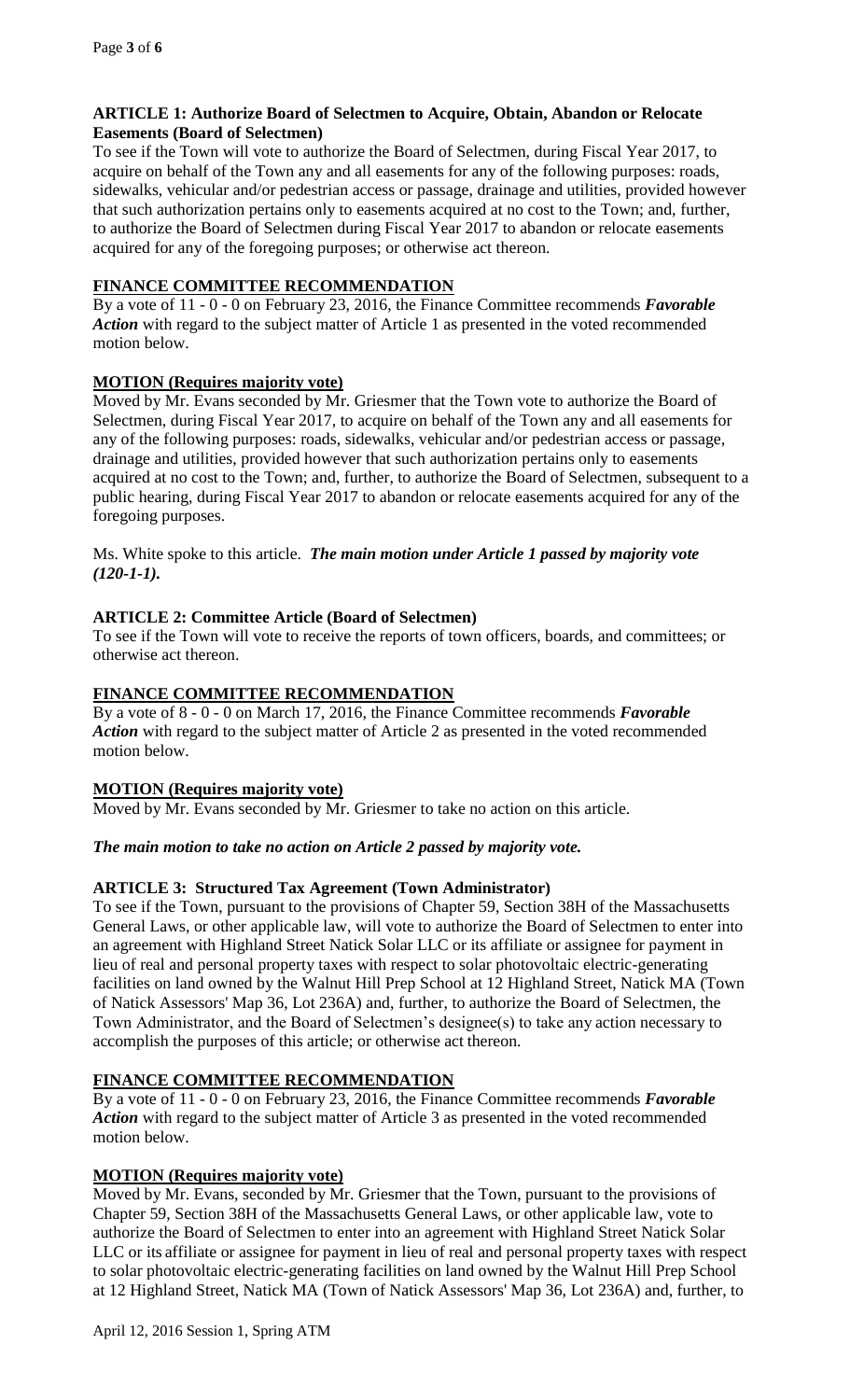**ARTICLE 1: Authorize Board of Selectmen to Acquire, Obtain, Abandon or Relocate Easements (Board of Selectmen)**

To see if the Town will vote to authorize the Board of Selectmen, during Fiscal Year 2017, to acquire on behalf of the Town any and all easements for any of the following purposes: roads, sidewalks, vehicular and/or pedestrian access or passage, drainage and utilities, provided however that such authorization pertains only to easements acquired at no cost to the Town; and, further, to authorize the Board of Selectmen during Fiscal Year 2017 to abandon or relocate easements acquired for any of the foregoing purposes; or otherwise act thereon.

**FINANCE COMMITTEE RECOMMENDATION**

By a vote of 11 - 0 - 0 on February 23, 2016, the Finance Committee recommends ***Favorable Action*** with regard to the subject matter of Article 1 as presented in the voted recommended motion below.

**MOTION (Requires majority vote)**

Moved by Mr. Evans seconded by Mr. Griesmer that the Town vote to authorize the Board of Selectmen, during Fiscal Year 2017, to acquire on behalf of the Town any and all easements for any of the following purposes: roads, sidewalks, vehicular and/or pedestrian access or passage, drainage and utilities, provided however that such authorization pertains only to easements acquired at no cost to the Town; and, further, to authorize the Board of Selectmen, subsequent to a public hearing, during Fiscal Year 2017 to abandon or relocate easements acquired for any of the foregoing purposes.

Ms. White spoke to this article. ***The main motion under Article 1 passed by majority vote (120-1-1).***

**ARTICLE 2: Committee Article (Board of Selectmen)**

To see if the Town will vote to receive the reports of town officers, boards, and committees; or otherwise act thereon.

**FINANCE COMMITTEE RECOMMENDATION**

By a vote of 8 - 0 - 0 on March 17, 2016, the Finance Committee recommends ***Favorable Action*** with regard to the subject matter of Article 2 as presented in the voted recommended motion below.

**MOTION (Requires majority vote)**

Moved by Mr. Evans seconded by Mr. Griesmer to take no action on this article.

***The main motion to take no action on Article 2 passed by majority vote.***

**ARTICLE 3: Structured Tax Agreement (Town Administrator)**

To see if the Town, pursuant to the provisions of Chapter 59, Section 38H of the Massachusetts General Laws, or other applicable law, will vote to authorize the Board of Selectmen to enter into an agreement with Highland Street Natick Solar LLC or its affiliate or assignee for payment in lieu of real and personal property taxes with respect to solar photovoltaic electric-generating facilities on land owned by the Walnut Hill Prep School at 12 Highland Street, Natick MA (Town of Natick Assessors' Map 36, Lot 236A) and, further, to authorize the Board of Selectmen, the Town Administrator, and the Board of Selectmen's designee(s) to take any action necessary to accomplish the purposes of this article; or otherwise act thereon.

**FINANCE COMMITTEE RECOMMENDATION**

By a vote of 11 - 0 - 0 on February 23, 2016, the Finance Committee recommends ***Favorable Action*** with regard to the subject matter of Article 3 as presented in the voted recommended motion below.

**MOTION (Requires majority vote)**

Moved by Mr. Evans, seconded by Mr. Griesmer that the Town, pursuant to the provisions of Chapter 59, Section 38H of the Massachusetts General Laws, or other applicable law, vote to authorize the Board of Selectmen to enter into an agreement with Highland Street Natick Solar LLC or its affiliate or assignee for payment in lieu of real and personal property taxes with respect to solar photovoltaic electric-generating facilities on land owned by the Walnut Hill Prep School at 12 Highland Street, Natick MA (Town of Natick Assessors' Map 36, Lot 236A) and, further, to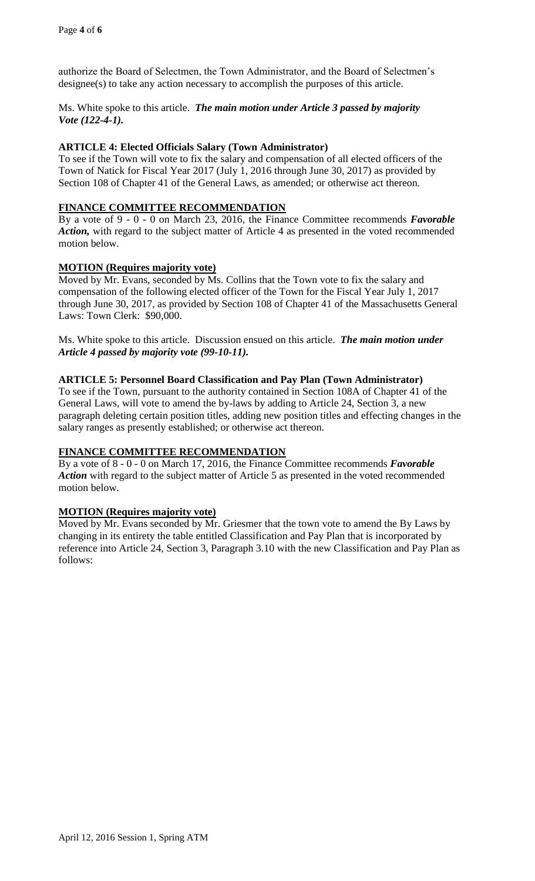authorize the Board of Selectmen, the Town Administrator, and the Board of Selectmen's designee(s) to take any action necessary to accomplish the purposes of this article.

Ms. White spoke to this article. ***The main motion under Article 3 passed by majority Vote (122-4-1).***

**ARTICLE 4: Elected Officials Salary (Town Administrator)**

To see if the Town will vote to fix the salary and compensation of all elected officers of the Town of Natick for Fiscal Year 2017 (July 1, 2016 through June 30, 2017) as provided by Section 108 of Chapter 41 of the General Laws, as amended; or otherwise act thereon.

**FINANCE COMMITTEE RECOMMENDATION**

By a vote of 9 - 0 - 0 on March 23, 2016, the Finance Committee recommends ***Favorable Action,*** with regard to the subject matter of Article 4 as presented in the voted recommended motion below.

**MOTION (Requires majority vote)**

Moved by Mr. Evans, seconded by Ms. Collins that the Town vote to fix the salary and compensation of the following elected officer of the Town for the Fiscal Year July 1, 2017 through June 30, 2017, as provided by Section 108 of Chapter 41 of the Massachusetts General Laws: Town Clerk: $90,000.

Ms. White spoke to this article. Discussion ensued on this article. ***The main motion under Article 4 passed by majority vote (99-10-11).***

**ARTICLE 5: Personnel Board Classification and Pay Plan (Town Administrator)**

To see if the Town, pursuant to the authority contained in Section 108A of Chapter 41 of the General Laws, will vote to amend the by-laws by adding to Article 24, Section 3, a new paragraph deleting certain position titles, adding new position titles and effecting changes in the salary ranges as presently established; or otherwise act thereon.

**FINANCE COMMITTEE RECOMMENDATION**

By a vote of 8 - 0 - 0 on March 17, 2016, the Finance Committee recommends ***Favorable Action*** with regard to the subject matter of Article 5 as presented in the voted recommended motion below.

**MOTION (Requires majority vote)**

Moved by Mr. Evans seconded by Mr. Griesmer that the town vote to amend the By Laws by changing in its entirety the table entitled Classification and Pay Plan that is incorporated by reference into Article 24, Section 3, Paragraph 3.10 with the new Classification and Pay Plan as follows:

April 12, 2016 Session 1, Spring ATM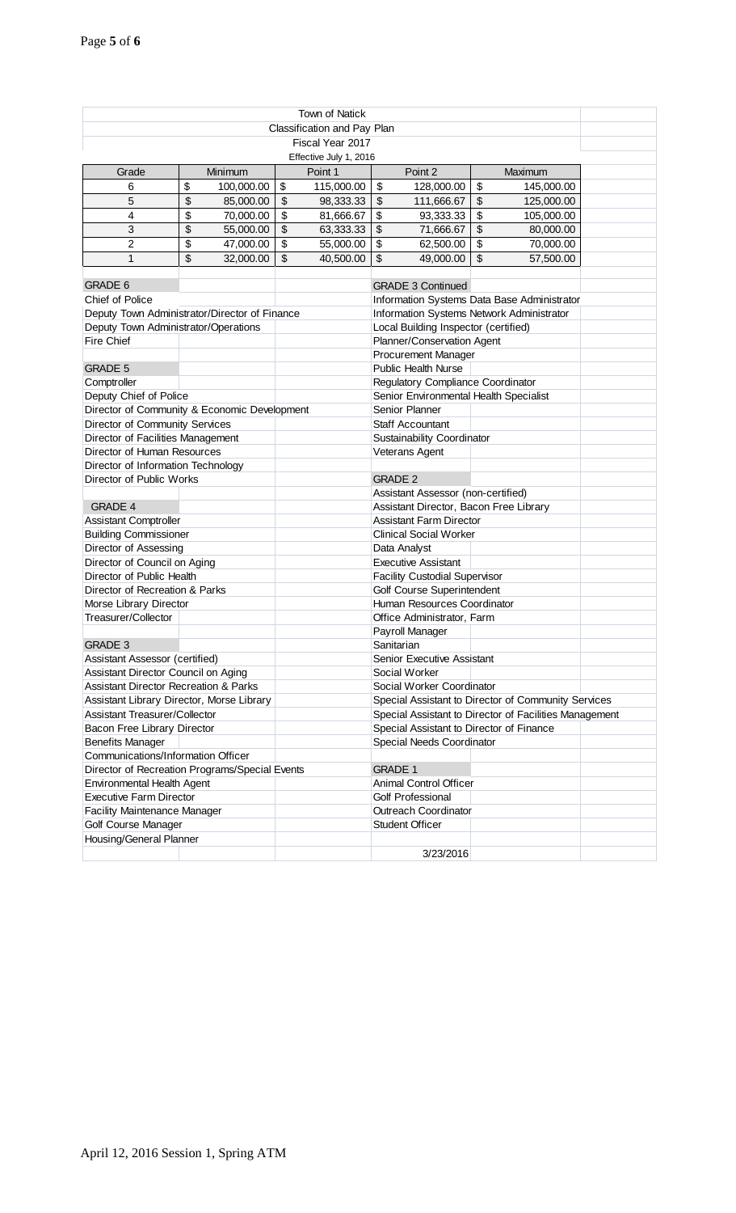Town of Natick
Classification and Pay Plan
Fiscal Year 2017
Effective July 1, 2016

| Grade | Minimum | Point 1 | Point 2 | Maximum |
|---|---|---|---|---|
| 6 | $ 100,000.00 | $ 115,000.00 | $ 128,000.00 | $ 145,000.00 |
| 5 | $ 85,000.00 | $ 98,333.33 | $ 111,666.67 | $ 125,000.00 |
| 4 | $ 70,000.00 | $ 81,666.67 | $ 93,333.33 | $ 105,000.00 |
| 3 | $ 55,000.00 | $ 63,333.33 | $ 71,666.67 | $ 80,000.00 |
| 2 | $ 47,000.00 | $ 55,000.00 | $ 62,500.00 | $ 70,000.00 |
| 1 | $ 32,000.00 | $ 40,500.00 | $ 49,000.00 | $ 57,500.00 |

**GRADE 6**
- Chief of Police
- Deputy Town Administrator/Director of Finance
- Deputy Town Administrator/Operations
- Fire Chief

**GRADE 5**
- Comptroller
- Deputy Chief of Police
- Director of Community & Economic Development
- Director of Community Services
- Director of Facilities Management
- Director of Human Resources
- Director of Information Technology
- Director of Public Works

**GRADE 4**
- Assistant Comptroller
- Building Commissioner
- Director of Assessing
- Director of Council on Aging
- Director of Public Health
- Director of Recreation & Parks
- Morse Library Director
- Treasurer/Collector

**GRADE 3**
- Assistant Assessor (certified)
- Assistant Director Council on Aging
- Assistant Director Recreation & Parks
- Assistant Library Director, Morse Library
- Assistant Treasurer/Collector
- Bacon Free Library Director
- Benefits Manager
- Communications/Information Officer
- Director of Recreation Programs/Special Events
- Environmental Health Agent
- Executive Farm Director
- Facility Maintenance Manager
- Golf Course Manager
- Housing/General Planner

**GRADE 3 Continued**
- Information Systems Data Base Administrator
- Information Systems Network Administrator
- Local Building Inspector (certified)
- Planner/Conservation Agent
- Procurement Manager
- Public Health Nurse
- Regulatory Compliance Coordinator
- Senior Environmental Health Specialist
- Senior Planner
- Staff Accountant
- Sustainability Coordinator
- Veterans Agent

**GRADE 2**
- Assistant Assessor (non-certified)
- Assistant Director, Bacon Free Library
- Assistant Farm Director
- Clinical Social Worker
- Data Analyst
- Executive Assistant
- Facility Custodial Supervisor
- Golf Course Superintendent
- Human Resources Coordinator
- Office Administrator, Farm
- Payroll Manager
- Sanitarian
- Senior Executive Assistant
- Social Worker
- Social Worker Coordinator
- Special Assistant to Director of Community Services
- Special Assistant to Director of Facilities Management
- Special Assistant to Director of Finance
- Special Needs Coordinator

**GRADE 1**
- Animal Control Officer
- Golf Professional
- Outreach Coordinator
- Student Officer

3/23/2016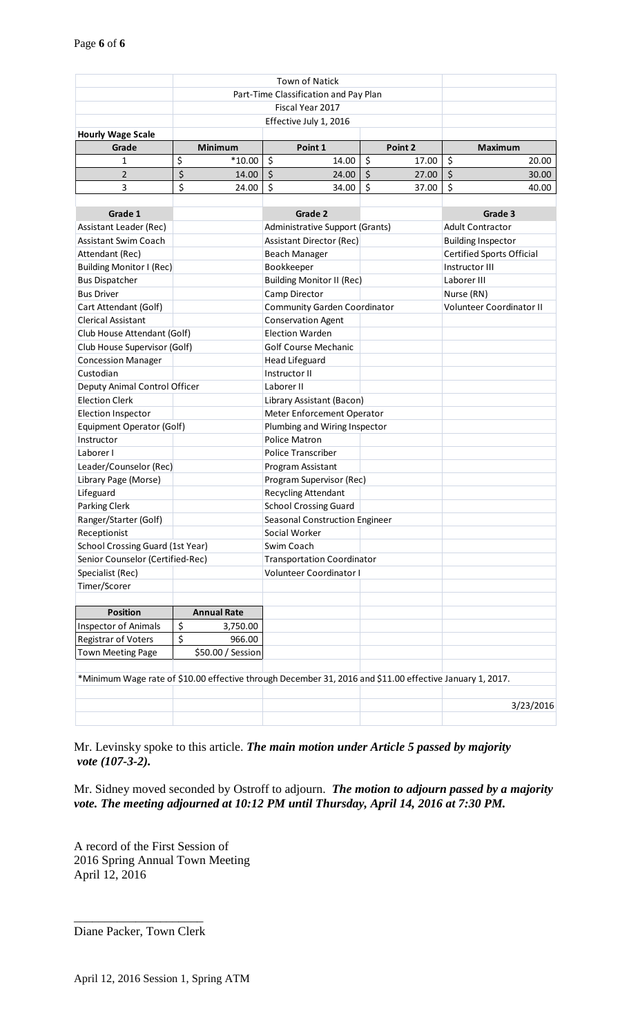Town of Natick
Part-Time Classification and Pay Plan
Fiscal Year 2017
Effective July 1, 2016

**Hourly Wage Scale**

| Grade | Minimum | Point 1 | Point 2 | Maximum |
|---|---|---|---|---|
| 1 | $ *10.00 | $ 14.00 | $ 17.00 | $ 20.00 |
| 2 | $ 14.00 | $ 24.00 | $ 27.00 | $ 30.00 |
| 3 | $ 24.00 | $ 34.00 | $ 37.00 | $ 40.00 |

| Grade 1 | Grade 2 | Grade 3 |
|---|---|---|
| Assistant Leader (Rec) | Administrative Support (Grants) | Adult Contractor |
| Assistant Swim Coach | Assistant Director (Rec) | Building Inspector |
| Attendant (Rec) | Beach Manager | Certified Sports Official |
| Building Monitor I (Rec) | Bookkeeper | Instructor III |
| Bus Dispatcher | Building Monitor II (Rec) | Laborer III |
| Bus Driver | Camp Director | Nurse (RN) |
| Cart Attendant (Golf) | Community Garden Coordinator | Volunteer Coordinator II |
| Clerical Assistant | Conservation Agent | |
| Club House Attendant (Golf) | Election Warden | |
| Club House Supervisor (Golf) | Golf Course Mechanic | |
| Concession Manager | Head Lifeguard | |
| Custodian | Instructor II | |
| Deputy Animal Control Officer | Laborer II | |
| Election Clerk | Library Assistant (Bacon) | |
| Election Inspector | Meter Enforcement Operator | |
| Equipment Operator (Golf) | Plumbing and Wiring Inspector | |
| Instructor | Police Matron | |
| Laborer I | Police Transcriber | |
| Leader/Counselor (Rec) | Program Assistant | |
| Library Page (Morse) | Program Supervisor (Rec) | |
| Lifeguard | Recycling Attendant | |
| Parking Clerk | School Crossing Guard | |
| Ranger/Starter (Golf) | Seasonal Construction Engineer | |
| Receptionist | Social Worker | |
| School Crossing Guard (1st Year) | Swim Coach | |
| Senior Counselor (Certified-Rec) | Transportation Coordinator | |
| Specialist (Rec) | Volunteer Coordinator I | |
| Timer/Scorer | | |

| Position | Annual Rate |
|---|---|
| Inspector of Animals | $ 3,750.00 |
| Registrar of Voters | $ 966.00 |
| Town Meeting Page | $50.00 / Session |

*Minimum Wage rate of $10.00 effective through December 31, 2016 and $11.00 effective January 1, 2017.

3/23/2016

Mr. Levinsky spoke to this article. ***The main motion under Article 5 passed by majority vote (107-3-2).***

Mr. Sidney moved seconded by Ostroff to adjourn. ***The motion to adjourn passed by a majority vote. The meeting adjourned at 10:12 PM until Thursday, April 14, 2016 at 7:30 PM.***

A record of the First Session of
2016 Spring Annual Town Meeting
April 12, 2016

\_\_\_\_\_\_\_\_\_\_\_\_\_\_\_\_\_\_\_\_\_\_

Diane Packer, Town Clerk